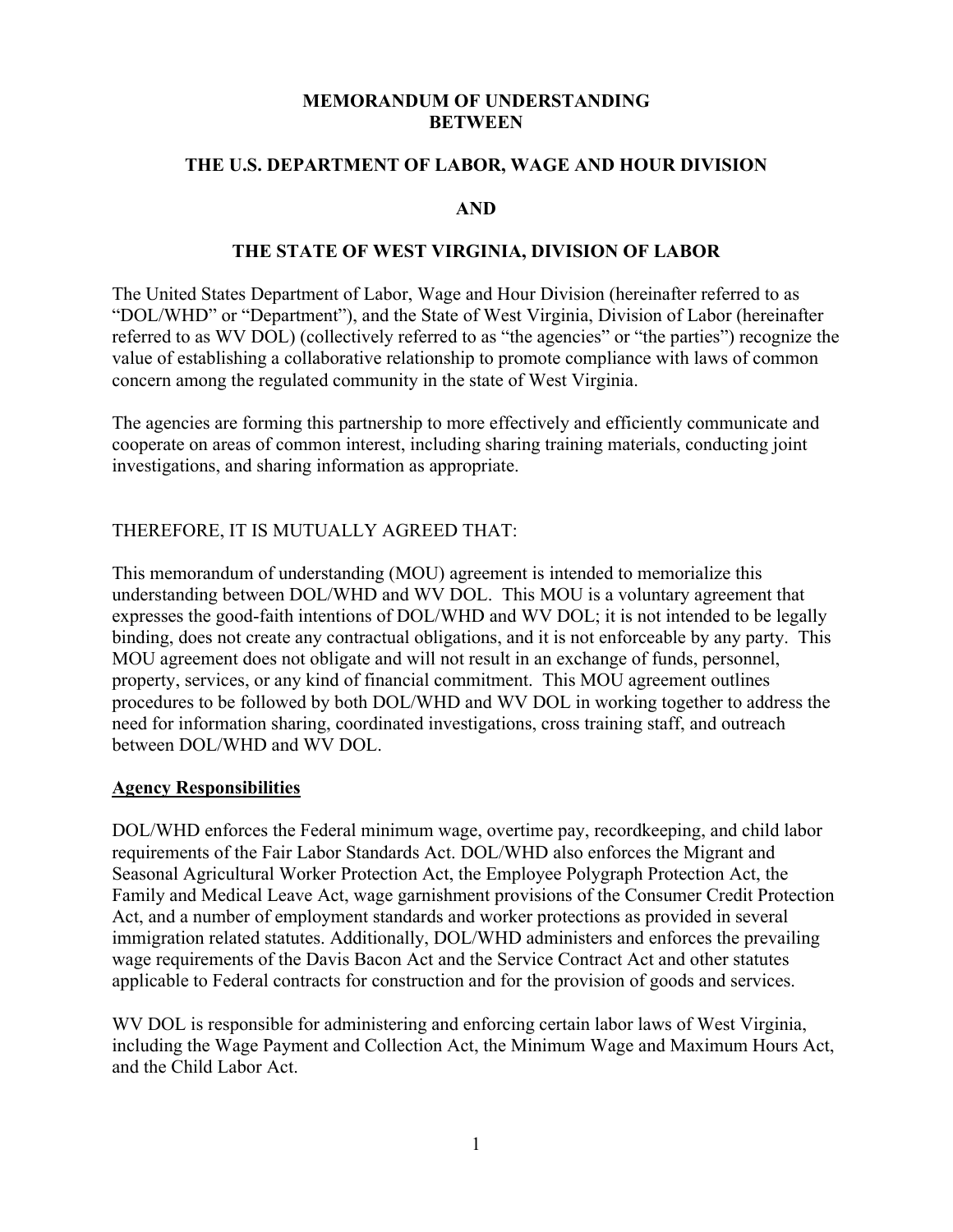# MEMORANDUM OF UNDERSTANDING BETWEEN

# THE U.S. DEPARTMENT OF LABOR, WAGE AND HOUR DIVISION

# AND

# THE STATE OF WEST VIRGINIA, DIVISION OF LABOR

The United States Department of Labor, Wage and Hour Division (hereinafter referred to as "DOL/WHD" or "Department"), and the State of West Virginia, Division of Labor (hereinafter referred to as WV DOL) (collectively referred to as "the agencies" or "the parties") recognize the value of establishing a collaborative relationship to promote compliance with laws of common concern among the regulated community in the state of West Virginia.

The agencies are forming this partnership to more effectively and efficiently communicate and cooperate on areas of common interest, including sharing training materials, conducting joint investigations, and sharing information as appropriate.

THEREFORE, IT IS MUTUALLY AGREED THAT:

This memorandum of understanding (MOU) agreement is intended to memorialize this understanding between DOL/WHD and WV DOL. This MOU is a voluntary agreement that expresses the good-faith intentions of DOL/WHD and WV DOL; it is not intended to be legally binding, does not create any contractual obligations, and it is not enforceable by any party. This MOU agreement does not obligate and will not result in an exchange of funds, personnel, property, services, or any kind of financial commitment. This MOU agreement outlines procedures to be followed by both DOL/WHD and WV DOL in working together to address the need for information sharing, coordinated investigations, cross training staff, and outreach between DOL/WHD and WV DOL.

## Agency Responsibilities

DOL/WHD enforces the Federal minimum wage, overtime pay, recordkeeping, and child labor requirements of the Fair Labor Standards Act. DOL/WHD also enforces the Migrant and Seasonal Agricultural Worker Protection Act, the Employee Polygraph Protection Act, the Family and Medical Leave Act, wage garnishment provisions of the Consumer Credit Protection Act, and a number of employment standards and worker protections as provided in several immigration related statutes. Additionally, DOL/WHD administers and enforces the prevailing wage requirements of the Davis Bacon Act and the Service Contract Act and other statutes applicable to Federal contracts for construction and for the provision of goods and services.

WV DOL is responsible for administering and enforcing certain labor laws of West Virginia, including the Wage Payment and Collection Act, the Minimum Wage and Maximum Hours Act, and the Child Labor Act.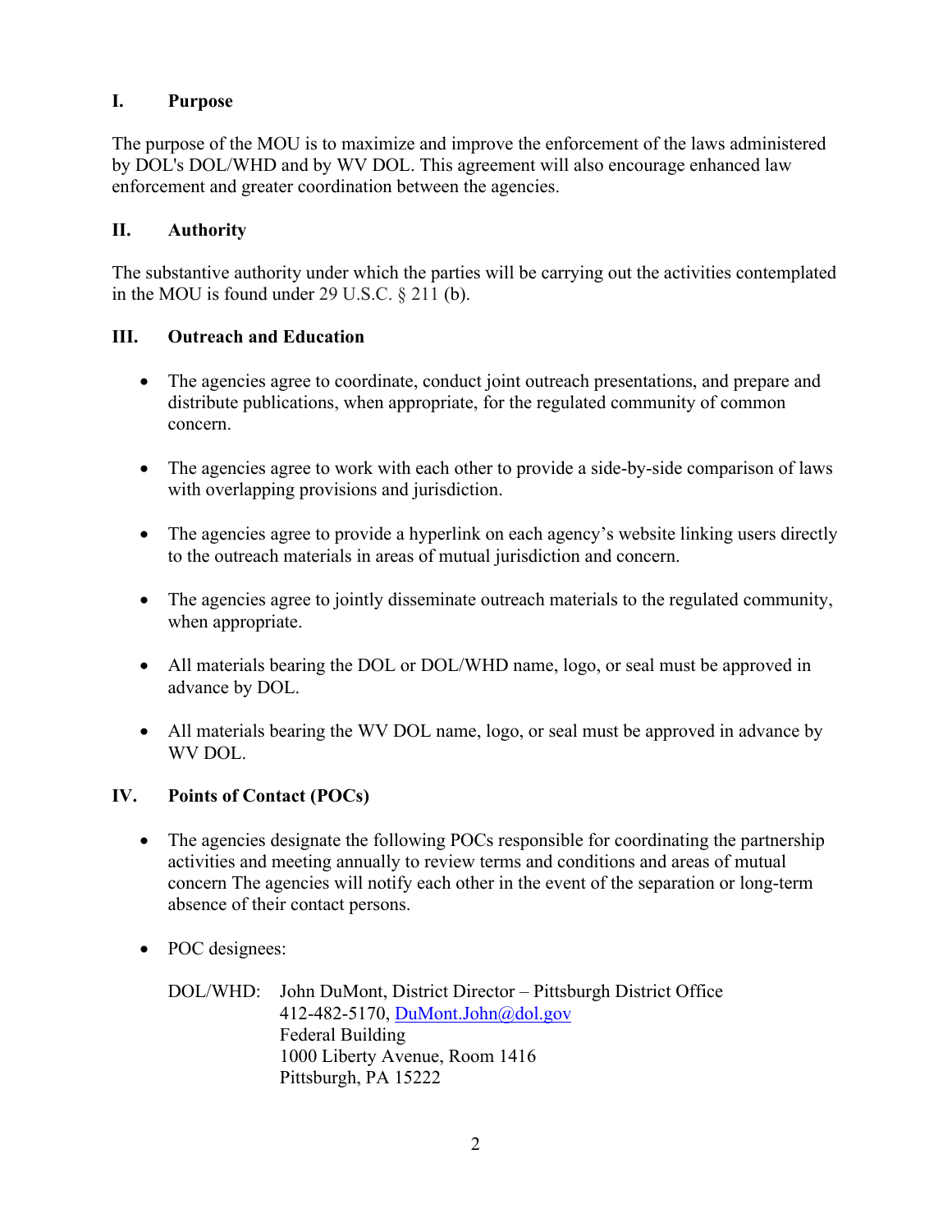## I. Purpose

The purpose of the MOU is to maximize and improve the enforcement of the laws administered by DOL's DOL/WHD and by WV DOL. This agreement will also encourage enhanced law enforcement and greater coordination between the agencies.

## II. Authority

The substantive authority under which the parties will be carrying out the activities contemplated in the MOU is found under 29 U.S.C. § 211 (b).

## III. Outreach and Education

- The agencies agree to coordinate, conduct joint outreach presentations, and prepare and distribute publications, when appropriate, for the regulated community of common concern.
- The agencies agree to work with each other to provide a side-by-side comparison of laws with overlapping provisions and jurisdiction.
- The agencies agree to provide a hyperlink on each agency's website linking users directly to the outreach materials in areas of mutual jurisdiction and concern.
- The agencies agree to jointly disseminate outreach materials to the regulated community, when appropriate.
- All materials bearing the DOL or DOL/WHD name, logo, or seal must be approved in advance by DOL.
- All materials bearing the WV DOL name, logo, or seal must be approved in advance by WV DOL.

## IV. Points of Contact (POCs)

- The agencies designate the following POCs responsible for coordinating the partnership activities and meeting annually to review terms and conditions and areas of mutual concern The agencies will notify each other in the event of the separation or long-term absence of their contact persons.
- POC designees:

  DOL/WHD: John DuMont, District Director – Pittsburgh District Office
  412-482-5170, DuMont.John@dol.gov
  Federal Building
  1000 Liberty Avenue, Room 1416
  Pittsburgh, PA 15222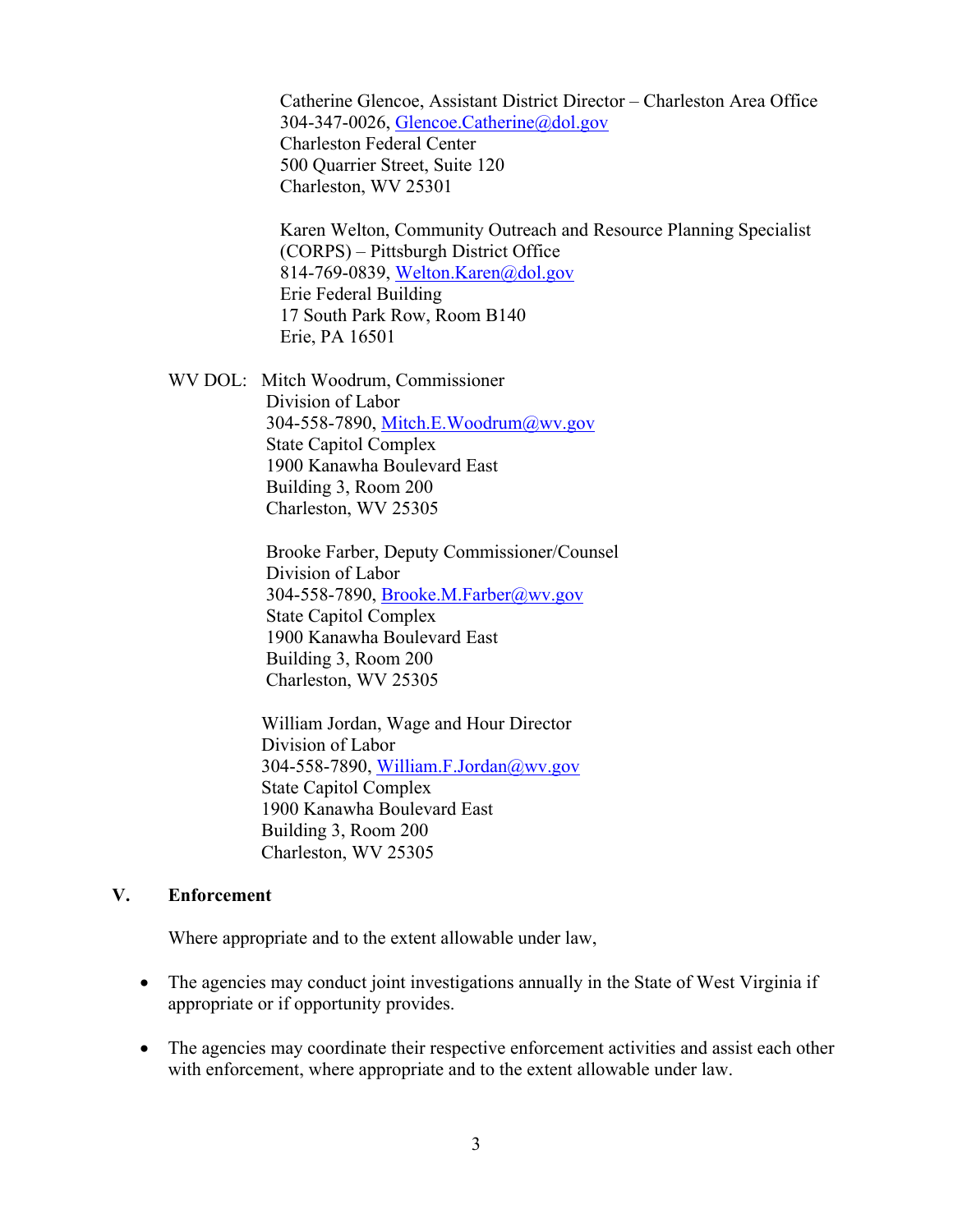Catherine Glencoe, Assistant District Director – Charleston Area Office
304-347-0026, Glencoe.Catherine@dol.gov
Charleston Federal Center
500 Quarrier Street, Suite 120
Charleston, WV 25301

Karen Welton, Community Outreach and Resource Planning Specialist (CORPS) – Pittsburgh District Office
814-769-0839, Welton.Karen@dol.gov
Erie Federal Building
17 South Park Row, Room B140
Erie, PA 16501

WV DOL: Mitch Woodrum, Commissioner
Division of Labor
304-558-7890, Mitch.E.Woodrum@wv.gov
State Capitol Complex
1900 Kanawha Boulevard East
Building 3, Room 200
Charleston, WV 25305

Brooke Farber, Deputy Commissioner/Counsel
Division of Labor
304-558-7890, Brooke.M.Farber@wv.gov
State Capitol Complex
1900 Kanawha Boulevard East
Building 3, Room 200
Charleston, WV 25305

William Jordan, Wage and Hour Director
Division of Labor
304-558-7890, William.F.Jordan@wv.gov
State Capitol Complex
1900 Kanawha Boulevard East
Building 3, Room 200
Charleston, WV 25305

## V. Enforcement

Where appropriate and to the extent allowable under law,

- The agencies may conduct joint investigations annually in the State of West Virginia if appropriate or if opportunity provides.
- The agencies may coordinate their respective enforcement activities and assist each other with enforcement, where appropriate and to the extent allowable under law.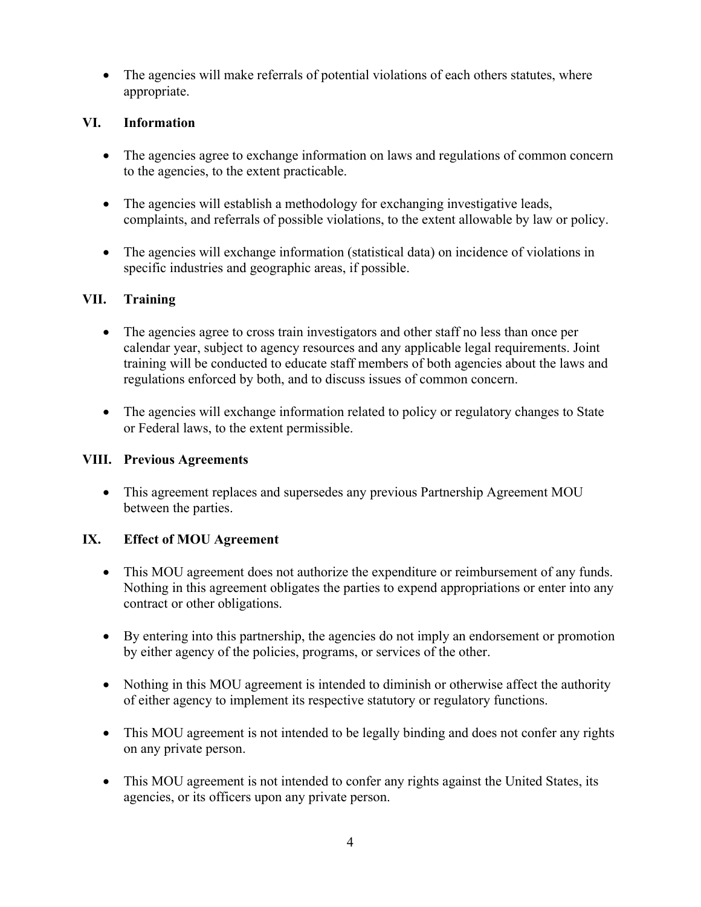- The agencies will make referrals of potential violations of each others statutes, where appropriate.

## VI. Information

- The agencies agree to exchange information on laws and regulations of common concern to the agencies, to the extent practicable.
- The agencies will establish a methodology for exchanging investigative leads, complaints, and referrals of possible violations, to the extent allowable by law or policy.
- The agencies will exchange information (statistical data) on incidence of violations in specific industries and geographic areas, if possible.

## VII. Training

- The agencies agree to cross train investigators and other staff no less than once per calendar year, subject to agency resources and any applicable legal requirements. Joint training will be conducted to educate staff members of both agencies about the laws and regulations enforced by both, and to discuss issues of common concern.
- The agencies will exchange information related to policy or regulatory changes to State or Federal laws, to the extent permissible.

## VIII. Previous Agreements

- This agreement replaces and supersedes any previous Partnership Agreement MOU between the parties.

## IX. Effect of MOU Agreement

- This MOU agreement does not authorize the expenditure or reimbursement of any funds. Nothing in this agreement obligates the parties to expend appropriations or enter into any contract or other obligations.
- By entering into this partnership, the agencies do not imply an endorsement or promotion by either agency of the policies, programs, or services of the other.
- Nothing in this MOU agreement is intended to diminish or otherwise affect the authority of either agency to implement its respective statutory or regulatory functions.
- This MOU agreement is not intended to be legally binding and does not confer any rights on any private person.
- This MOU agreement is not intended to confer any rights against the United States, its agencies, or its officers upon any private person.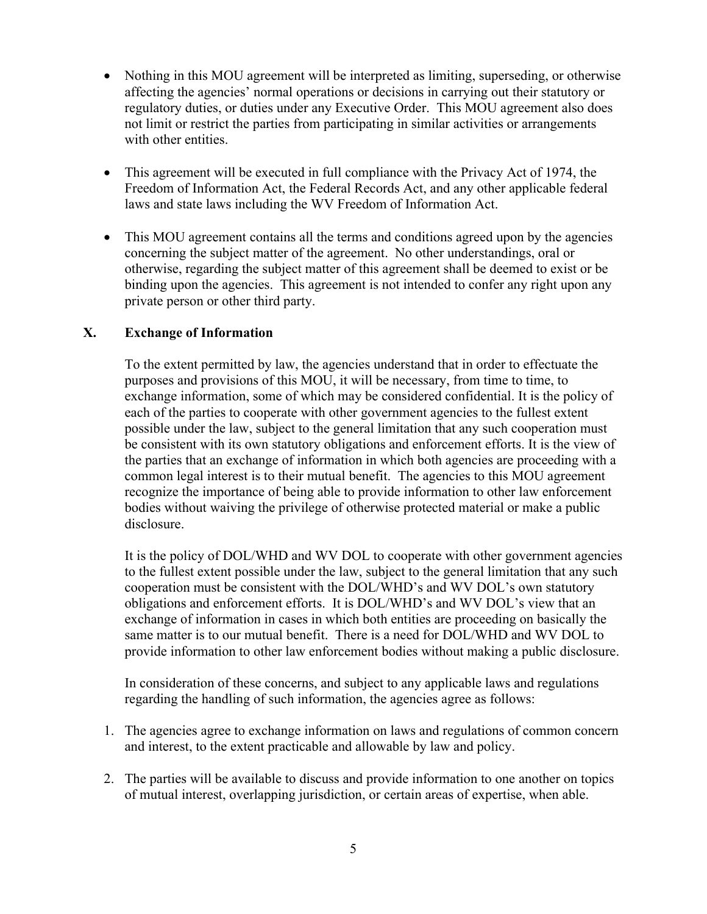- Nothing in this MOU agreement will be interpreted as limiting, superseding, or otherwise affecting the agencies' normal operations or decisions in carrying out their statutory or regulatory duties, or duties under any Executive Order. This MOU agreement also does not limit or restrict the parties from participating in similar activities or arrangements with other entities.

- This agreement will be executed in full compliance with the Privacy Act of 1974, the Freedom of Information Act, the Federal Records Act, and any other applicable federal laws and state laws including the WV Freedom of Information Act.

- This MOU agreement contains all the terms and conditions agreed upon by the agencies concerning the subject matter of the agreement. No other understandings, oral or otherwise, regarding the subject matter of this agreement shall be deemed to exist or be binding upon the agencies. This agreement is not intended to confer any right upon any private person or other third party.

## X. Exchange of Information

To the extent permitted by law, the agencies understand that in order to effectuate the purposes and provisions of this MOU, it will be necessary, from time to time, to exchange information, some of which may be considered confidential. It is the policy of each of the parties to cooperate with other government agencies to the fullest extent possible under the law, subject to the general limitation that any such cooperation must be consistent with its own statutory obligations and enforcement efforts. It is the view of the parties that an exchange of information in which both agencies are proceeding with a common legal interest is to their mutual benefit. The agencies to this MOU agreement recognize the importance of being able to provide information to other law enforcement bodies without waiving the privilege of otherwise protected material or make a public disclosure.

It is the policy of DOL/WHD and WV DOL to cooperate with other government agencies to the fullest extent possible under the law, subject to the general limitation that any such cooperation must be consistent with the DOL/WHD's and WV DOL's own statutory obligations and enforcement efforts. It is DOL/WHD's and WV DOL's view that an exchange of information in cases in which both entities are proceeding on basically the same matter is to our mutual benefit. There is a need for DOL/WHD and WV DOL to provide information to other law enforcement bodies without making a public disclosure.

In consideration of these concerns, and subject to any applicable laws and regulations regarding the handling of such information, the agencies agree as follows:

1. The agencies agree to exchange information on laws and regulations of common concern and interest, to the extent practicable and allowable by law and policy.

2. The parties will be available to discuss and provide information to one another on topics of mutual interest, overlapping jurisdiction, or certain areas of expertise, when able.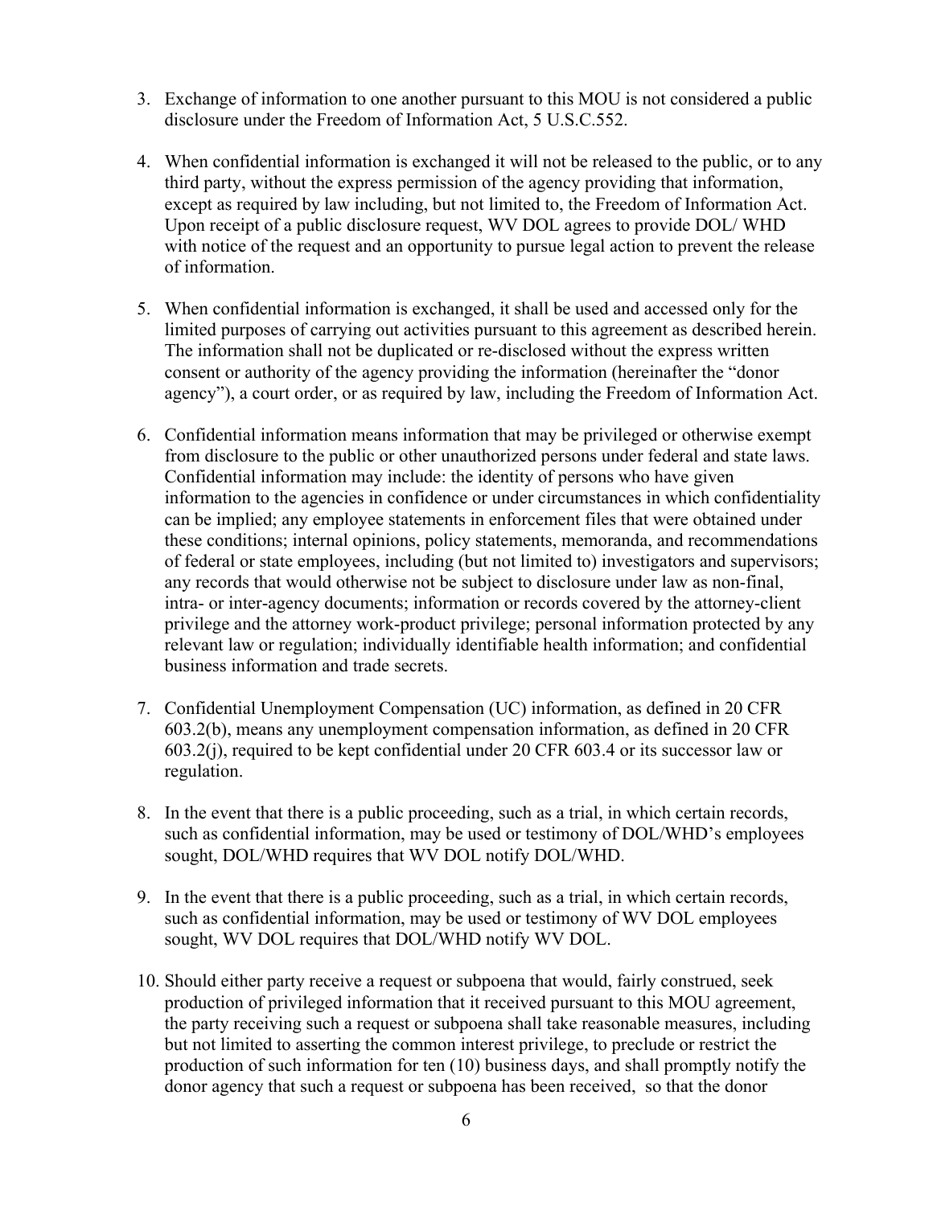3. Exchange of information to one another pursuant to this MOU is not considered a public disclosure under the Freedom of Information Act, 5 U.S.C.552.

4. When confidential information is exchanged it will not be released to the public, or to any third party, without the express permission of the agency providing that information, except as required by law including, but not limited to, the Freedom of Information Act. Upon receipt of a public disclosure request, WV DOL agrees to provide DOL/ WHD with notice of the request and an opportunity to pursue legal action to prevent the release of information.

5. When confidential information is exchanged, it shall be used and accessed only for the limited purposes of carrying out activities pursuant to this agreement as described herein. The information shall not be duplicated or re-disclosed without the express written consent or authority of the agency providing the information (hereinafter the "donor agency"), a court order, or as required by law, including the Freedom of Information Act.

6. Confidential information means information that may be privileged or otherwise exempt from disclosure to the public or other unauthorized persons under federal and state laws. Confidential information may include: the identity of persons who have given information to the agencies in confidence or under circumstances in which confidentiality can be implied; any employee statements in enforcement files that were obtained under these conditions; internal opinions, policy statements, memoranda, and recommendations of federal or state employees, including (but not limited to) investigators and supervisors; any records that would otherwise not be subject to disclosure under law as non-final, intra- or inter-agency documents; information or records covered by the attorney-client privilege and the attorney work-product privilege; personal information protected by any relevant law or regulation; individually identifiable health information; and confidential business information and trade secrets.

7. Confidential Unemployment Compensation (UC) information, as defined in 20 CFR 603.2(b), means any unemployment compensation information, as defined in 20 CFR 603.2(j), required to be kept confidential under 20 CFR 603.4 or its successor law or regulation.

8. In the event that there is a public proceeding, such as a trial, in which certain records, such as confidential information, may be used or testimony of DOL/WHD's employees sought, DOL/WHD requires that WV DOL notify DOL/WHD.

9. In the event that there is a public proceeding, such as a trial, in which certain records, such as confidential information, may be used or testimony of WV DOL employees sought, WV DOL requires that DOL/WHD notify WV DOL.

10. Should either party receive a request or subpoena that would, fairly construed, seek production of privileged information that it received pursuant to this MOU agreement, the party receiving such a request or subpoena shall take reasonable measures, including but not limited to asserting the common interest privilege, to preclude or restrict the production of such information for ten (10) business days, and shall promptly notify the donor agency that such a request or subpoena has been received, so that the donor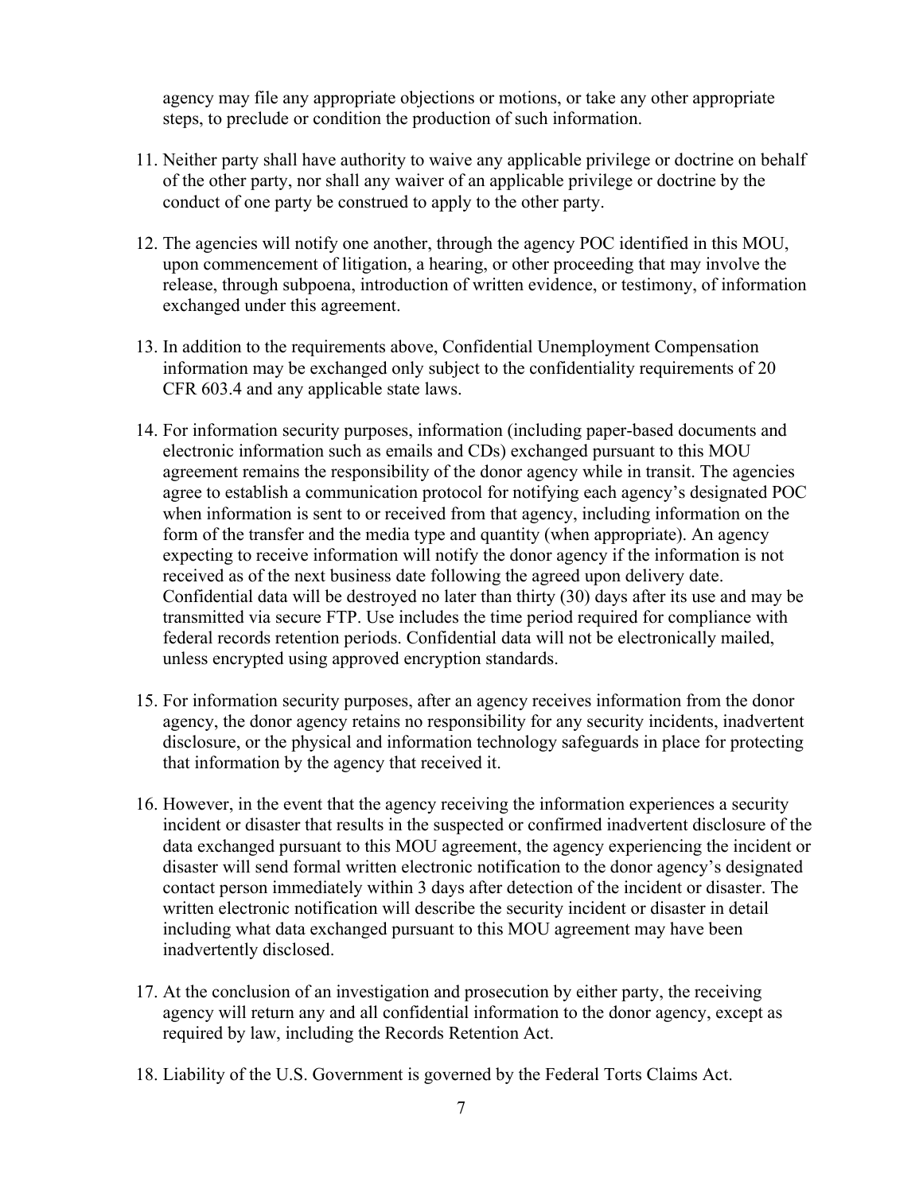agency may file any appropriate objections or motions, or take any other appropriate steps, to preclude or condition the production of such information.

11. Neither party shall have authority to waive any applicable privilege or doctrine on behalf of the other party, nor shall any waiver of an applicable privilege or doctrine by the conduct of one party be construed to apply to the other party.

12. The agencies will notify one another, through the agency POC identified in this MOU, upon commencement of litigation, a hearing, or other proceeding that may involve the release, through subpoena, introduction of written evidence, or testimony, of information exchanged under this agreement.

13. In addition to the requirements above, Confidential Unemployment Compensation information may be exchanged only subject to the confidentiality requirements of 20 CFR 603.4 and any applicable state laws.

14. For information security purposes, information (including paper-based documents and electronic information such as emails and CDs) exchanged pursuant to this MOU agreement remains the responsibility of the donor agency while in transit. The agencies agree to establish a communication protocol for notifying each agency's designated POC when information is sent to or received from that agency, including information on the form of the transfer and the media type and quantity (when appropriate). An agency expecting to receive information will notify the donor agency if the information is not received as of the next business date following the agreed upon delivery date. Confidential data will be destroyed no later than thirty (30) days after its use and may be transmitted via secure FTP. Use includes the time period required for compliance with federal records retention periods. Confidential data will not be electronically mailed, unless encrypted using approved encryption standards.

15. For information security purposes, after an agency receives information from the donor agency, the donor agency retains no responsibility for any security incidents, inadvertent disclosure, or the physical and information technology safeguards in place for protecting that information by the agency that received it.

16. However, in the event that the agency receiving the information experiences a security incident or disaster that results in the suspected or confirmed inadvertent disclosure of the data exchanged pursuant to this MOU agreement, the agency experiencing the incident or disaster will send formal written electronic notification to the donor agency's designated contact person immediately within 3 days after detection of the incident or disaster. The written electronic notification will describe the security incident or disaster in detail including what data exchanged pursuant to this MOU agreement may have been inadvertently disclosed.

17. At the conclusion of an investigation and prosecution by either party, the receiving agency will return any and all confidential information to the donor agency, except as required by law, including the Records Retention Act.

18. Liability of the U.S. Government is governed by the Federal Torts Claims Act.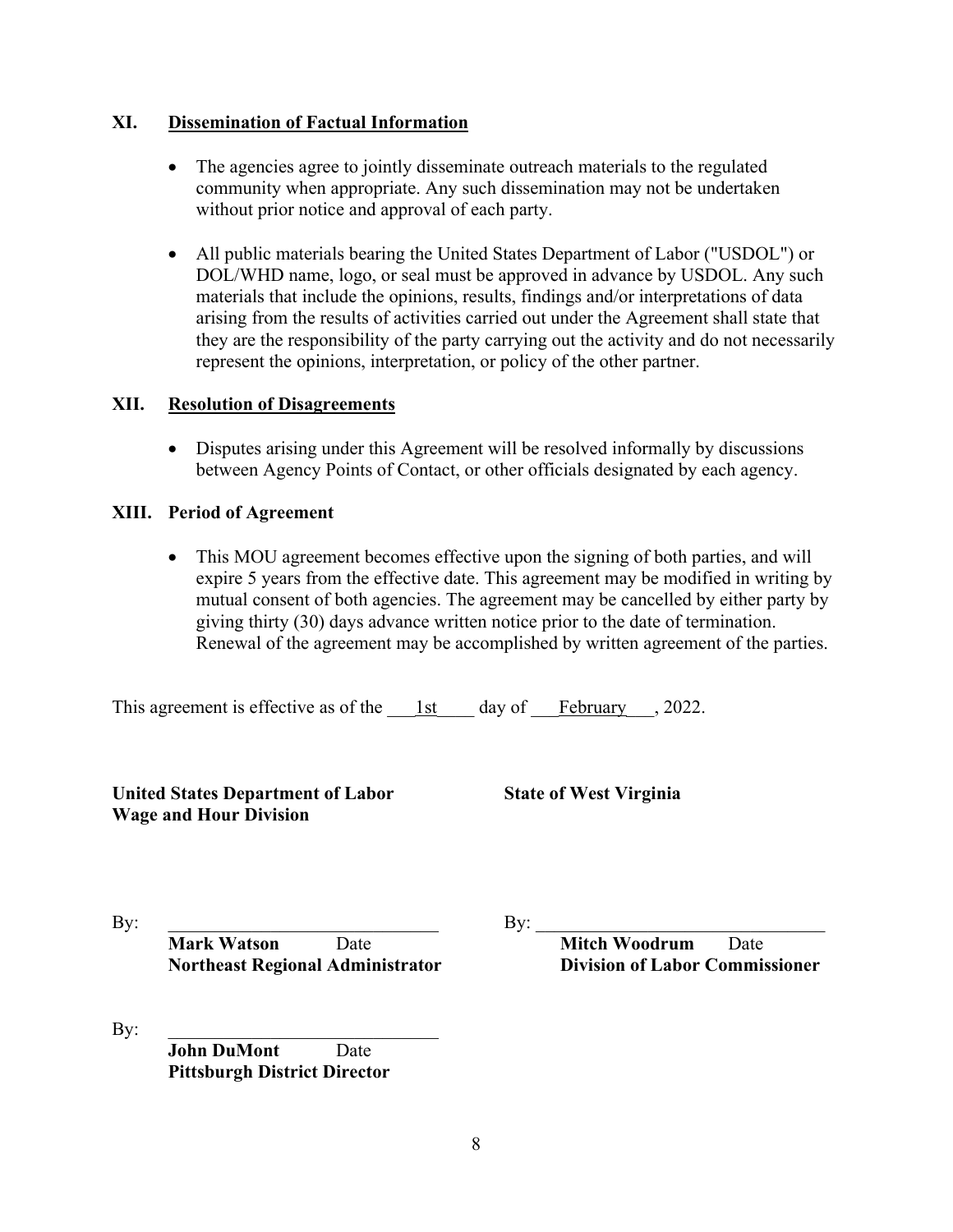## XI. Dissemination of Factual Information

- The agencies agree to jointly disseminate outreach materials to the regulated community when appropriate. Any such dissemination may not be undertaken without prior notice and approval of each party.

- All public materials bearing the United States Department of Labor ("USDOL") or DOL/WHD name, logo, or seal must be approved in advance by USDOL. Any such materials that include the opinions, results, findings and/or interpretations of data arising from the results of activities carried out under the Agreement shall state that they are the responsibility of the party carrying out the activity and do not necessarily represent the opinions, interpretation, or policy of the other partner.

## XII. Resolution of Disagreements

- Disputes arising under this Agreement will be resolved informally by discussions between Agency Points of Contact, or other officials designated by each agency.

## XIII. Period of Agreement

- This MOU agreement becomes effective upon the signing of both parties, and will expire 5 years from the effective date. This agreement may be modified in writing by mutual consent of both agencies. The agreement may be cancelled by either party by giving thirty (30) days advance written notice prior to the date of termination. Renewal of the agreement may be accomplished by written agreement of the parties.

This agreement is effective as of the 1st day of February, 2022.

**United States Department of Labor**
**Wage and Hour Division**

By: ______________________________
**Mark Watson** Date
**Northeast Regional Administrator**

By: ______________________________
**John DuMont** Date
**Pittsburgh District Director**

**State of West Virginia**

By: ______________________________
**Mitch Woodrum** Date
**Division of Labor Commissioner**